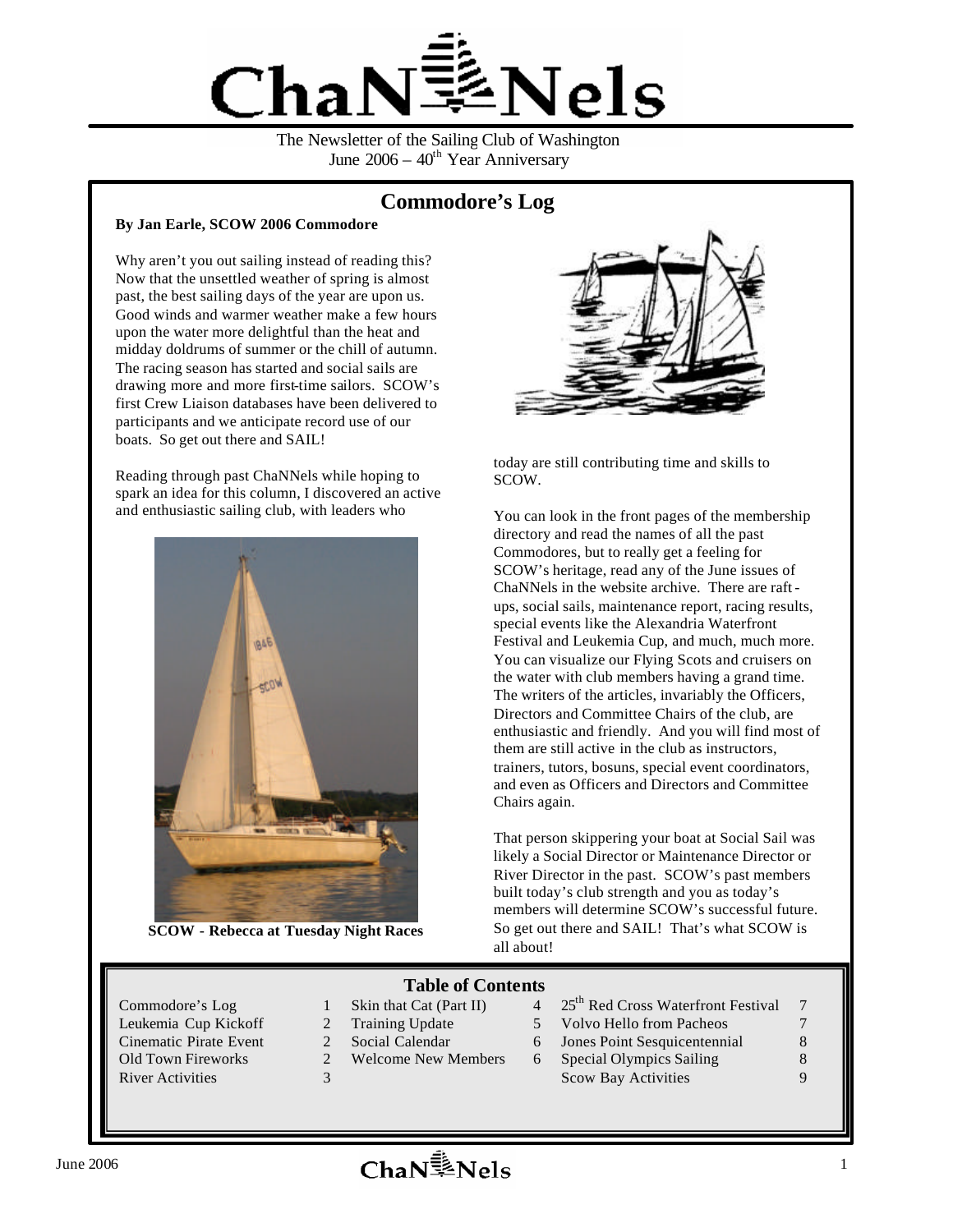# ChaNNels

The Newsletter of the Sailing Club of Washington
June 2006 – 40th Year Anniversary

## Commodore's Log

**By Jan Earle, SCOW 2006 Commodore**

Why aren't you out sailing instead of reading this? Now that the unsettled weather of spring is almost past, the best sailing days of the year are upon us. Good winds and warmer weather make a few hours upon the water more delightful than the heat and midday doldrums of summer or the chill of autumn. The racing season has started and social sails are drawing more and more first-time sailors. SCOW's first Crew Liaison databases have been delivered to participants and we anticipate record use of our boats. So get out there and SAIL!

Reading through past ChaNNels while hoping to spark an idea for this column, I discovered an active and enthusiastic sailing club, with leaders who today are still contributing time and skills to SCOW.

**SCOW - Rebecca at Tuesday Night Races**

You can look in the front pages of the membership directory and read the names of all the past Commodores, but to really get a feeling for SCOW's heritage, read any of the June issues of ChaNNels in the website archive. There are raft-ups, social sails, maintenance report, racing results, special events like the Alexandria Waterfront Festival and Leukemia Cup, and much, much more. You can visualize our Flying Scots and cruisers on the water with club members having a grand time. The writers of the articles, invariably the Officers, Directors and Committee Chairs of the club, are enthusiastic and friendly. And you will find most of them are still active in the club as instructors, trainers, tutors, bosuns, special event coordinators, and even as Officers and Directors and Committee Chairs again.

That person skippering your boat at Social Sail was likely a Social Director or Maintenance Director or River Director in the past. SCOW's past members built today's club strength and you as today's members will determine SCOW's successful future. So get out there and SAIL! That's what SCOW is all about!

### Table of Contents

| | | | | | | | |
|---|---|---|---|---|---|---|---|
| Commodore's Log | 1 | Skin that Cat (Part II) | 4 | 25th Red Cross Waterfront Festival | 7 |
| Leukemia Cup Kickoff | 2 | Training Update | 5 | Volvo Hello from Pacheos | 7 |
| Cinematic Pirate Event | 2 | Social Calendar | 6 | Jones Point Sesquicentennial | 8 |
| Old Town Fireworks | 2 | Welcome New Members | 6 | Special Olympics Sailing | 8 |
| River Activities | 3 | | | Scow Bay Activities | 9 |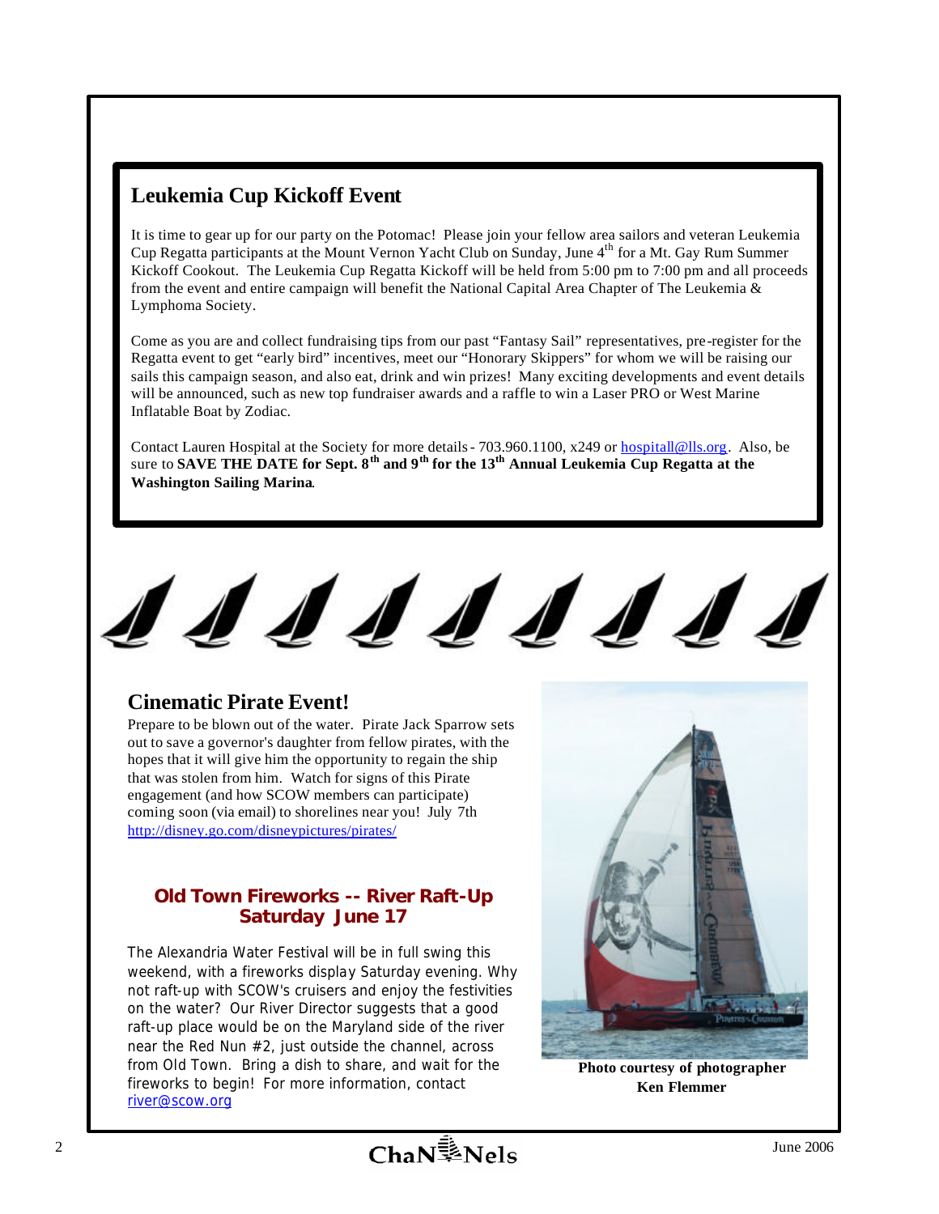## Leukemia Cup Kickoff Event

It is time to gear up for our party on the Potomac! Please join your fellow area sailors and veteran Leukemia Cup Regatta participants at the Mount Vernon Yacht Club on Sunday, June 4th for a Mt. Gay Rum Summer Kickoff Cookout. The Leukemia Cup Regatta Kickoff will be held from 5:00 pm to 7:00 pm and all proceeds from the event and entire campaign will benefit the National Capital Area Chapter of The Leukemia & Lymphoma Society.

Come as you are and collect fundraising tips from our past "Fantasy Sail" representatives, pre-register for the Regatta event to get "early bird" incentives, meet our "Honorary Skippers" for whom we will be raising our sails this campaign season, and also eat, drink and win prizes! Many exciting developments and event details will be announced, such as new top fundraiser awards and a raffle to win a Laser PRO or West Marine Inflatable Boat by Zodiac.

Contact Lauren Hospital at the Society for more details - 703.960.1100, x249 or hospitall@lls.org. Also, be sure to **SAVE THE DATE for Sept. 8th and 9th for the 13th Annual Leukemia Cup Regatta at the Washington Sailing Marina**.

## Cinematic Pirate Event!

Prepare to be blown out of the water. Pirate Jack Sparrow sets out to save a governor's daughter from fellow pirates, with the hopes that it will give him the opportunity to regain the ship that was stolen from him. Watch for signs of this Pirate engagement (and how SCOW members can participate) coming soon (via email) to shorelines near you! July 7th http://disney.go.com/disneypictures/pirates/

**Photo courtesy of photographer Ken Flemmer**

### Old Town Fireworks -- River Raft-Up Saturday June 17

The Alexandria Water Festival will be in full swing this weekend, with a fireworks display Saturday evening. Why not raft-up with SCOW's cruisers and enjoy the festivities on the water? Our River Director suggests that a good raft-up place would be on the Maryland side of the river near the Red Nun #2, just outside the channel, across from Old Town. Bring a dish to share, and wait for the fireworks to begin! For more information, contact river@scow.org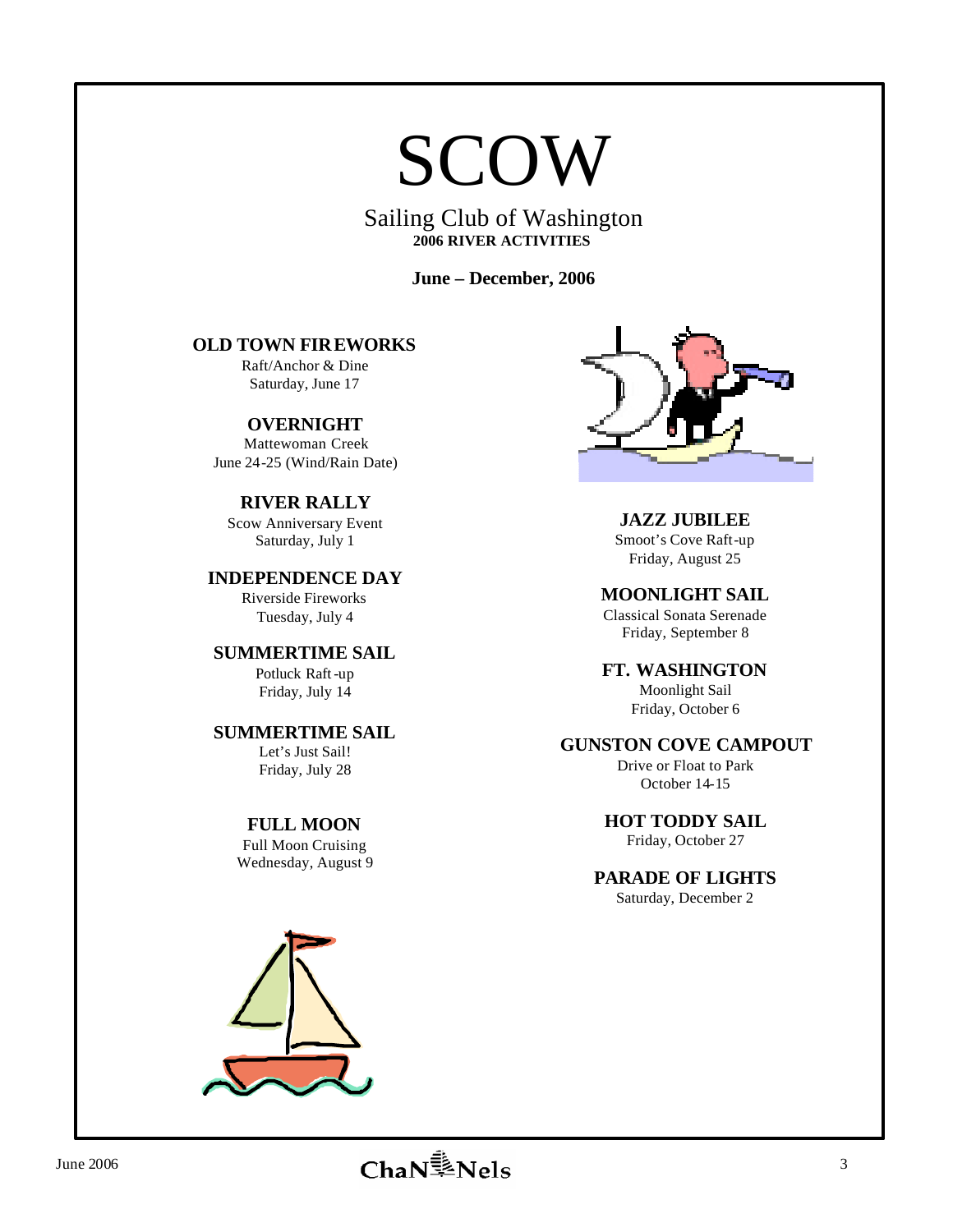# SCOW

Sailing Club of Washington
**2006 RIVER ACTIVITIES**

**June – December, 2006**

**OLD TOWN FIREWORKS**
Raft/Anchor & Dine
Saturday, June 17

**OVERNIGHT**
Mattewoman Creek
June 24-25 (Wind/Rain Date)

**RIVER RALLY**
Scow Anniversary Event
Saturday, July 1

**INDEPENDENCE DAY**
Riverside Fireworks
Tuesday, July 4

**SUMMERTIME SAIL**
Potluck Raft-up
Friday, July 14

**SUMMERTIME SAIL**
Let's Just Sail!
Friday, July 28

**FULL MOON**
Full Moon Cruising
Wednesday, August 9

**JAZZ JUBILEE**
Smoot's Cove Raft-up
Friday, August 25

**MOONLIGHT SAIL**
Classical Sonata Serenade
Friday, September 8

**FT. WASHINGTON**
Moonlight Sail
Friday, October 6

**GUNSTON COVE CAMPOUT**
Drive or Float to Park
October 14-15

**HOT TODDY SAIL**
Friday, October 27

**PARADE OF LIGHTS**
Saturday, December 2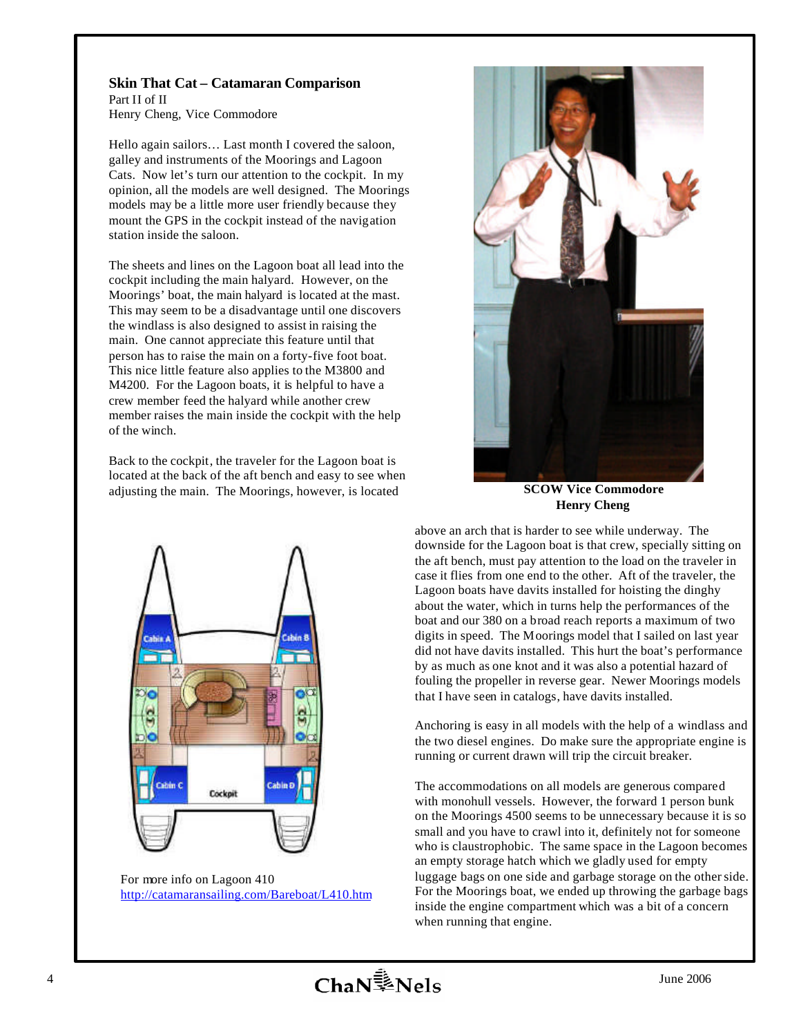**Skin That Cat – Catamaran Comparison**

Part II of II

Henry Cheng, Vice Commodore

Hello again sailors… Last month I covered the saloon, galley and instruments of the Moorings and Lagoon Cats. Now let's turn our attention to the cockpit. In my opinion, all the models are well designed. The Moorings models may be a little more user friendly because they mount the GPS in the cockpit instead of the navigation station inside the saloon.

The sheets and lines on the Lagoon boat all lead into the cockpit including the main halyard. However, on the Moorings' boat, the main halyard is located at the mast. This may seem to be a disadvantage until one discovers the windlass is also designed to assist in raising the main. One cannot appreciate this feature until that person has to raise the main on a forty-five foot boat. This nice little feature also applies to the M3800 and M4200. For the Lagoon boats, it is helpful to have a crew member feed the halyard while another crew member raises the main inside the cockpit with the help of the winch.

Back to the cockpit, the traveler for the Lagoon boat is located at the back of the aft bench and easy to see when adjusting the main. The Moorings, however, is located above an arch that is harder to see while underway. The downside for the Lagoon boat is that crew, specially sitting on the aft bench, must pay attention to the load on the traveler in case it flies from one end to the other. Aft of the traveler, the Lagoon boats have davits installed for hoisting the dinghy about the water, which in turns help the performances of the boat and our 380 on a broad reach reports a maximum of two digits in speed. The Moorings model that I sailed on last year did not have davits installed. This hurt the boat's performance by as much as one knot and it was also a potential hazard of fouling the propeller in reverse gear. Newer Moorings models that I have seen in catalogs, have davits installed.

SCOW Vice Commodore Henry Cheng

Anchoring is easy in all models with the help of a windlass and the two diesel engines. Do make sure the appropriate engine is running or current drawn will trip the circuit breaker.

The accommodations on all models are generous compared with monohull vessels. However, the forward 1 person bunk on the Moorings 4500 seems to be unnecessary because it is so small and you have to crawl into it, definitely not for someone who is claustrophobic. The same space in the Lagoon becomes an empty storage hatch which we gladly used for empty luggage bags on one side and garbage storage on the other side. For the Moorings boat, we ended up throwing the garbage bags inside the engine compartment which was a bit of a concern when running that engine.

For more info on Lagoon 410
http://catamaransailing.com/Bareboat/L410.htm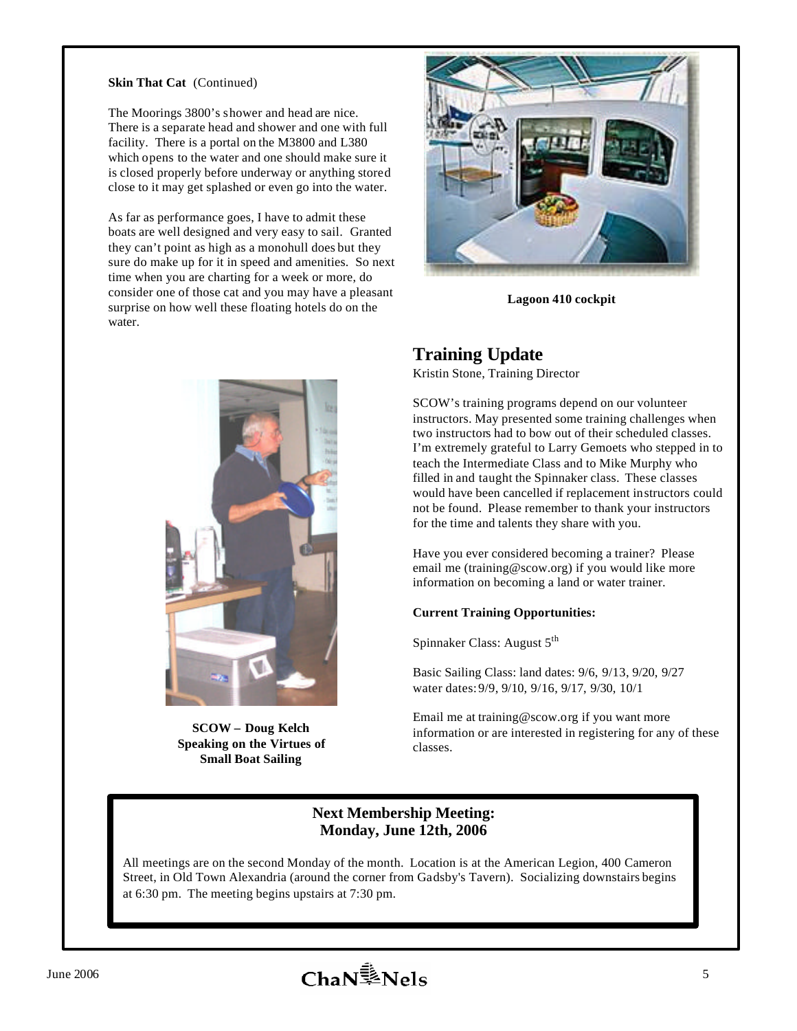**Skin That Cat** (Continued)

The Moorings 3800's shower and head are nice. There is a separate head and shower and one with full facility. There is a portal on the M3800 and L380 which opens to the water and one should make sure it is closed properly before underway or anything stored close to it may get splashed or even go into the water.

As far as performance goes, I have to admit these boats are well designed and very easy to sail. Granted they can't point as high as a monohull does but they sure do make up for it in speed and amenities. So next time when you are charting for a week or more, do consider one of those cat and you may have a pleasant surprise on how well these floating hotels do on the water.

**Lagoon 410 cockpit**

**SCOW – Doug Kelch Speaking on the Virtues of Small Boat Sailing**

## Training Update

Kristin Stone, Training Director

SCOW's training programs depend on our volunteer instructors. May presented some training challenges when two instructors had to bow out of their scheduled classes. I'm extremely grateful to Larry Gemoets who stepped in to teach the Intermediate Class and to Mike Murphy who filled in and taught the Spinnaker class. These classes would have been cancelled if replacement instructors could not be found. Please remember to thank your instructors for the time and talents they share with you.

Have you ever considered becoming a trainer? Please email me (training@scow.org) if you would like more information on becoming a land or water trainer.

**Current Training Opportunities:**

Spinnaker Class: August 5th

Basic Sailing Class: land dates: 9/6, 9/13, 9/20, 9/27
water dates: 9/9, 9/10, 9/16, 9/17, 9/30, 10/1

Email me at training@scow.org if you want more information or are interested in registering for any of these classes.

**Next Membership Meeting:**
**Monday, June 12th, 2006**

All meetings are on the second Monday of the month. Location is at the American Legion, 400 Cameron Street, in Old Town Alexandria (around the corner from Gadsby's Tavern). Socializing downstairs begins at 6:30 pm. The meeting begins upstairs at 7:30 pm.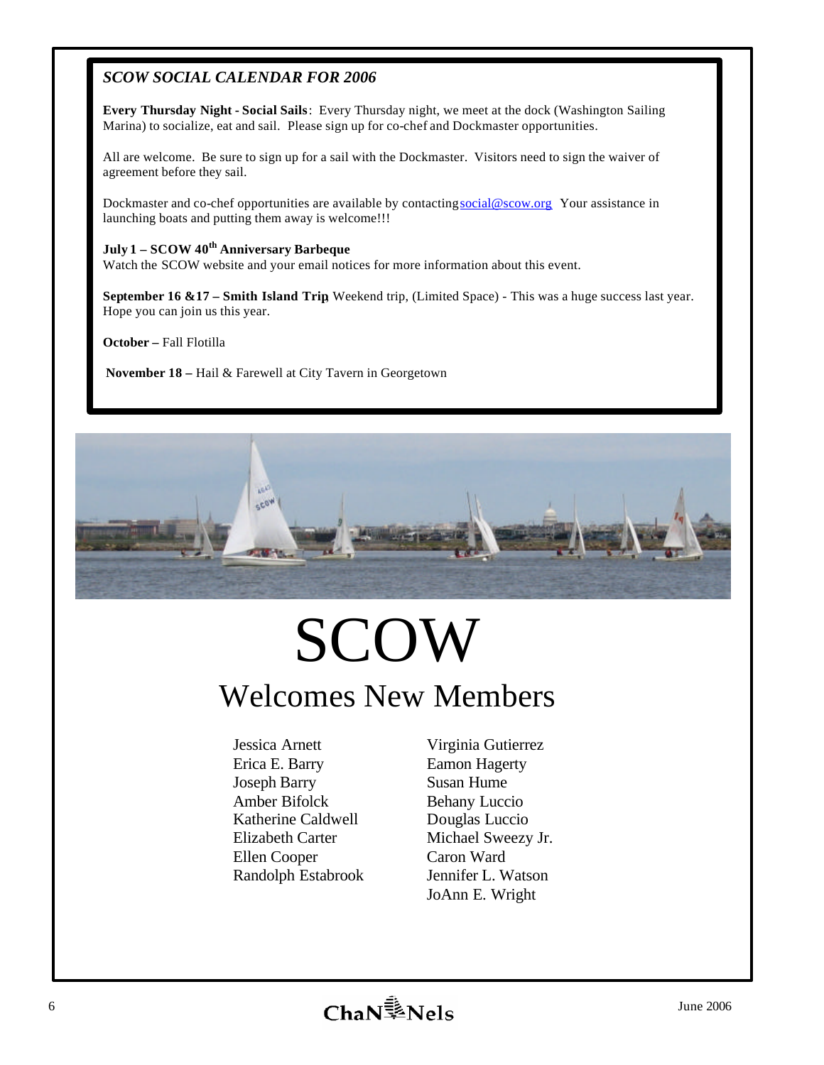### *SCOW SOCIAL CALENDAR FOR 2006*

**Every Thursday Night - Social Sails**: Every Thursday night, we meet at the dock (Washington Sailing Marina) to socialize, eat and sail. Please sign up for co-chef and Dockmaster opportunities.

All are welcome. Be sure to sign up for a sail with the Dockmaster. Visitors need to sign the waiver of agreement before they sail.

Dockmaster and co-chef opportunities are available by contacting social@scow.org Your assistance in launching boats and putting them away is welcome!!!

**July 1 – SCOW 40th Anniversary Barbeque**
Watch the SCOW website and your email notices for more information about this event.

**September 16 &17 – Smith Island Trip** Weekend trip, (Limited Space) - This was a huge success last year. Hope you can join us this year.

**October –** Fall Flotilla

**November 18 –** Hail & Farewell at City Tavern in Georgetown

# SCOW

## Welcomes New Members

- Jessica Arnett
- Erica E. Barry
- Joseph Barry
- Amber Bifolck
- Katherine Caldwell
- Elizabeth Carter
- Ellen Cooper
- Randolph Estabrook
- Virginia Gutierrez
- Eamon Hagerty
- Susan Hume
- Behany Luccio
- Douglas Luccio
- Michael Sweezy Jr.
- Caron Ward
- Jennifer L. Watson
- JoAnn E. Wright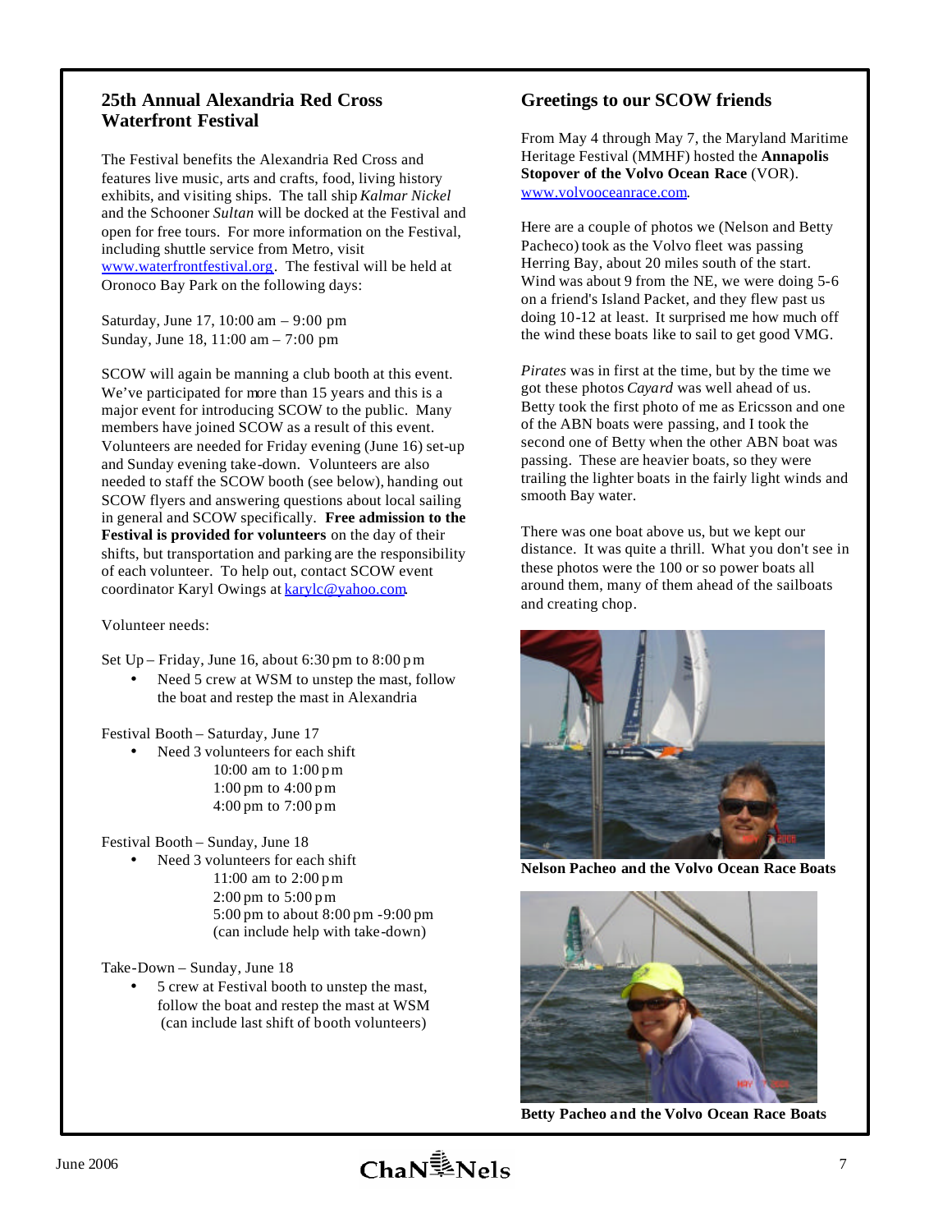## 25th Annual Alexandria Red Cross Waterfront Festival

The Festival benefits the Alexandria Red Cross and features live music, arts and crafts, food, living history exhibits, and visiting ships. The tall ship *Kalmar Nickel* and the Schooner *Sultan* will be docked at the Festival and open for free tours. For more information on the Festival, including shuttle service from Metro, visit www.waterfrontfestival.org. The festival will be held at Oronoco Bay Park on the following days:

Saturday, June 17, 10:00 am – 9:00 pm
Sunday, June 18, 11:00 am – 7:00 pm

SCOW will again be manning a club booth at this event. We've participated for more than 15 years and this is a major event for introducing SCOW to the public. Many members have joined SCOW as a result of this event. Volunteers are needed for Friday evening (June 16) set-up and Sunday evening take-down. Volunteers are also needed to staff the SCOW booth (see below), handing out SCOW flyers and answering questions about local sailing in general and SCOW specifically. **Free admission to the Festival is provided for volunteers** on the day of their shifts, but transportation and parking are the responsibility of each volunteer. To help out, contact SCOW event coordinator Karyl Owings at karylc@yahoo.com.

Volunteer needs:

Set Up – Friday, June 16, about 6:30 pm to 8:00 pm

- Need 5 crew at WSM to unstep the mast, follow the boat and restep the mast in Alexandria

Festival Booth – Saturday, June 17

- Need 3 volunteers for each shift
  - 10:00 am to 1:00 pm
  - 1:00 pm to 4:00 pm
  - 4:00 pm to 7:00 pm

Festival Booth – Sunday, June 18

- Need 3 volunteers for each shift
  - 11:00 am to 2:00 pm
  - 2:00 pm to 5:00 pm
  - 5:00 pm to about 8:00 pm -9:00 pm (can include help with take-down)

Take-Down – Sunday, June 18

- 5 crew at Festival booth to unstep the mast, follow the boat and restep the mast at WSM (can include last shift of booth volunteers)

## Greetings to our SCOW friends

From May 4 through May 7, the Maryland Maritime Heritage Festival (MMHF) hosted the **Annapolis Stopover of the Volvo Ocean Race** (VOR). www.volvooceanrace.com.

Here are a couple of photos we (Nelson and Betty Pacheco) took as the Volvo fleet was passing Herring Bay, about 20 miles south of the start. Wind was about 9 from the NE, we were doing 5-6 on a friend's Island Packet, and they flew past us doing 10-12 at least. It surprised me how much off the wind these boats like to sail to get good VMG.

*Pirates* was in first at the time, but by the time we got these photos *Cayard* was well ahead of us. Betty took the first photo of me as Ericsson and one of the ABN boats were passing, and I took the second one of Betty when the other ABN boat was passing. These are heavier boats, so they were trailing the lighter boats in the fairly light winds and smooth Bay water.

There was one boat above us, but we kept our distance. It was quite a thrill. What you don't see in these photos were the 100 or so power boats all around them, many of them ahead of the sailboats and creating chop.

**Nelson Pacheo and the Volvo Ocean Race Boats**

**Betty Pacheo and the Volvo Ocean Race Boats**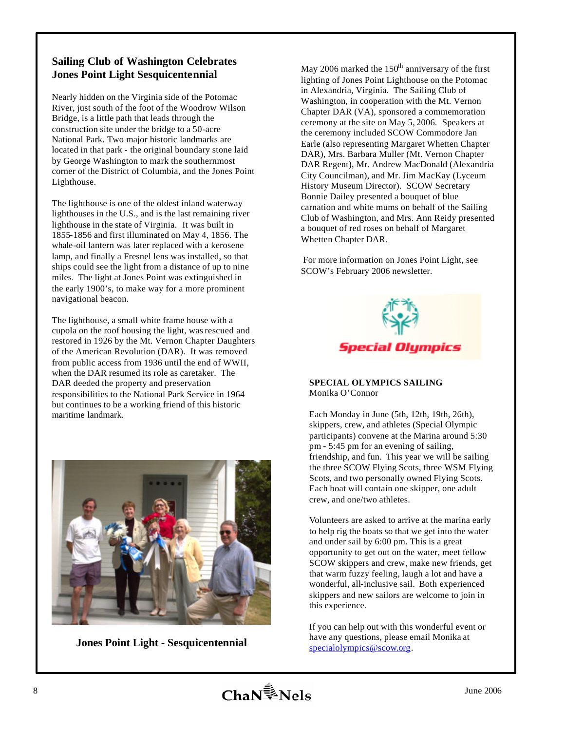## Sailing Club of Washington Celebrates Jones Point Light Sesquicentennial

Nearly hidden on the Virginia side of the Potomac River, just south of the foot of the Woodrow Wilson Bridge, is a little path that leads through the construction site under the bridge to a 50-acre National Park. Two major historic landmarks are located in that park - the original boundary stone laid by George Washington to mark the southernmost corner of the District of Columbia, and the Jones Point Lighthouse.

The lighthouse is one of the oldest inland waterway lighthouses in the U.S., and is the last remaining river lighthouse in the state of Virginia. It was built in 1855-1856 and first illuminated on May 4, 1856. The whale-oil lantern was later replaced with a kerosene lamp, and finally a Fresnel lens was installed, so that ships could see the light from a distance of up to nine miles. The light at Jones Point was extinguished in the early 1900's, to make way for a more prominent navigational beacon.

The lighthouse, a small white frame house with a cupola on the roof housing the light, was rescued and restored in 1926 by the Mt. Vernon Chapter Daughters of the American Revolution (DAR). It was removed from public access from 1936 until the end of WWII, when the DAR resumed its role as caretaker. The DAR deeded the property and preservation responsibilities to the National Park Service in 1964 but continues to be a working friend of this historic maritime landmark.

**Jones Point Light - Sesquicentennial**

May 2006 marked the 150th anniversary of the first lighting of Jones Point Lighthouse on the Potomac in Alexandria, Virginia. The Sailing Club of Washington, in cooperation with the Mt. Vernon Chapter DAR (VA), sponsored a commemoration ceremony at the site on May 5, 2006. Speakers at the ceremony included SCOW Commodore Jan Earle (also representing Margaret Whetten Chapter DAR), Mrs. Barbara Muller (Mt. Vernon Chapter DAR Regent), Mr. Andrew MacDonald (Alexandria City Councilman), and Mr. Jim MacKay (Lyceum History Museum Director). SCOW Secretary Bonnie Dailey presented a bouquet of blue carnation and white mums on behalf of the Sailing Club of Washington, and Mrs. Ann Reidy presented a bouquet of red roses on behalf of Margaret Whetten Chapter DAR.

For more information on Jones Point Light, see SCOW's February 2006 newsletter.

Special Olympics

### SPECIAL OLYMPICS SAILING

Monika O'Connor

Each Monday in June (5th, 12th, 19th, 26th), skippers, crew, and athletes (Special Olympic participants) convene at the Marina around 5:30 pm - 5:45 pm for an evening of sailing, friendship, and fun. This year we will be sailing the three SCOW Flying Scots, three WSM Flying Scots, and two personally owned Flying Scots. Each boat will contain one skipper, one adult crew, and one/two athletes.

Volunteers are asked to arrive at the marina early to help rig the boats so that we get into the water and under sail by 6:00 pm. This is a great opportunity to get out on the water, meet fellow SCOW skippers and crew, make new friends, get that warm fuzzy feeling, laugh a lot and have a wonderful, all-inclusive sail. Both experienced skippers and new sailors are welcome to join in this experience.

If you can help out with this wonderful event or have any questions, please email Monika at specialolympics@scow.org.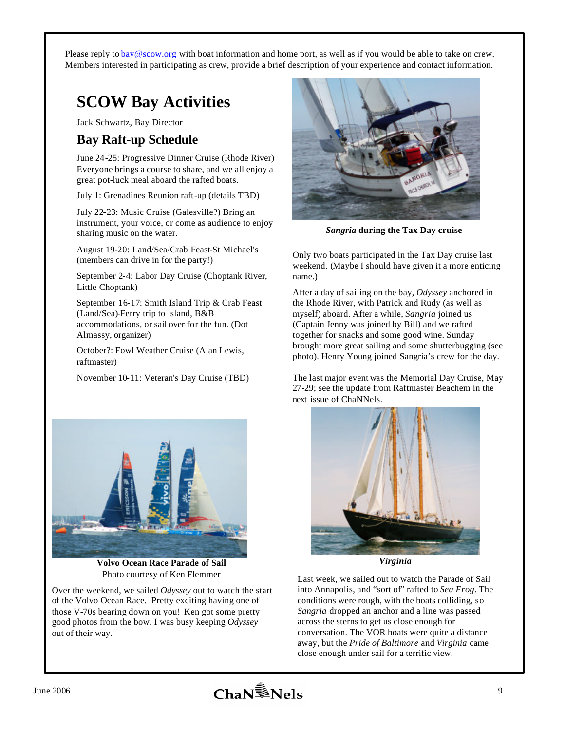Please reply to bay@scow.org with boat information and home port, as well as if you would be able to take on crew. Members interested in participating as crew, provide a brief description of your experience and contact information.

# SCOW Bay Activities

Jack Schwartz, Bay Director

## Bay Raft-up Schedule

June 24-25: Progressive Dinner Cruise (Rhode River) Everyone brings a course to share, and we all enjoy a great pot-luck meal aboard the rafted boats.

July 1: Grenadines Reunion raft-up (details TBD)

July 22-23: Music Cruise (Galesville?) Bring an instrument, your voice, or come as audience to enjoy sharing music on the water.

August 19-20: Land/Sea/Crab Feast-St Michael's (members can drive in for the party!)

September 2-4: Labor Day Cruise (Choptank River, Little Choptank)

September 16-17: Smith Island Trip & Crab Feast (Land/Sea)-Ferry trip to island, B&B accommodations, or sail over for the fun. (Dot Almassy, organizer)

October?: Fowl Weather Cruise (Alan Lewis, raftmaster)

November 10-11: Veteran's Day Cruise (TBD)

***Sangria* during the Tax Day cruise**

Only two boats participated in the Tax Day cruise last weekend. (Maybe I should have given it a more enticing name.)

After a day of sailing on the bay, *Odyssey* anchored in the Rhode River, with Patrick and Rudy (as well as myself) aboard. After a while, *Sangria* joined us (Captain Jenny was joined by Bill) and we rafted together for snacks and some good wine. Sunday brought more great sailing and some shutterbugging (see photo). Henry Young joined Sangria's crew for the day.

The last major event was the Memorial Day Cruise, May 27-29; see the update from Raftmaster Beachem in the next issue of ChaNNels.

**Volvo Ocean Race Parade of Sail**
Photo courtesy of Ken Flemmer

Over the weekend, we sailed *Odyssey* out to watch the start of the Volvo Ocean Race. Pretty exciting having one of those V-70s bearing down on you! Ken got some pretty good photos from the bow. I was busy keeping *Odyssey* out of their way.

***Virginia***

Last week, we sailed out to watch the Parade of Sail into Annapolis, and "sort of" rafted to *Sea Frog*. The conditions were rough, with the boats colliding, so *Sangria* dropped an anchor and a line was passed across the sterns to get us close enough for conversation. The VOR boats were quite a distance away, but the *Pride of Baltimore* and *Virginia* came close enough under sail for a terrific view.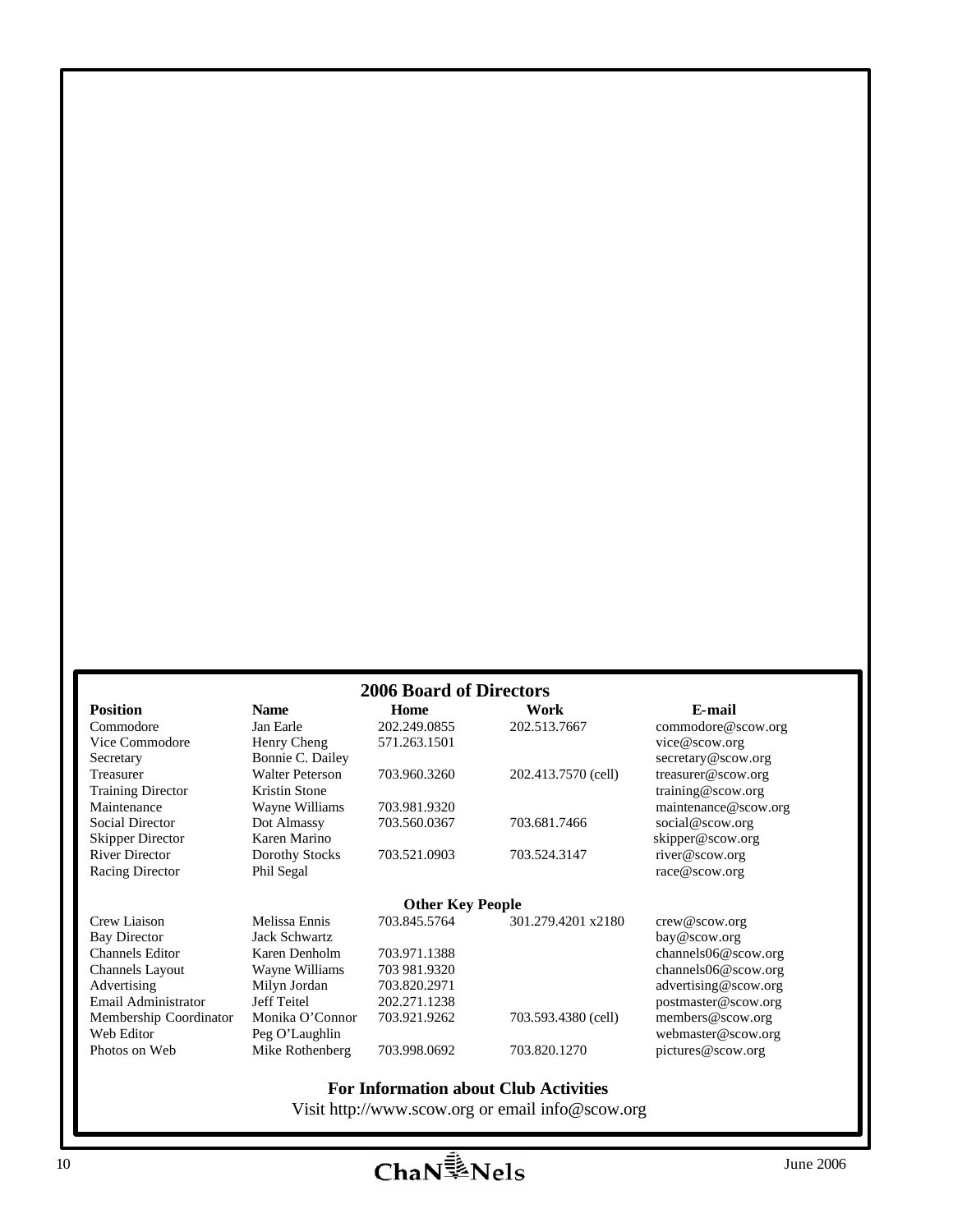## 2006 Board of Directors

| Position | Name | Home | Work | E-mail |
|---|---|---|---|---|
| Commodore | Jan Earle | 202.249.0855 | 202.513.7667 | commodore@scow.org |
| Vice Commodore | Henry Cheng | 571.263.1501 | | vice@scow.org |
| Secretary | Bonnie C. Dailey | | | secretary@scow.org |
| Treasurer | Walter Peterson | 703.960.3260 | 202.413.7570 (cell) | treasurer@scow.org |
| Training Director | Kristin Stone | | | training@scow.org |
| Maintenance | Wayne Williams | 703.981.9320 | | maintenance@scow.org |
| Social Director | Dot Almassy | 703.560.0367 | 703.681.7466 | social@scow.org |
| Skipper Director | Karen Marino | | | skipper@scow.org |
| River Director | Dorothy Stocks | 703.521.0903 | 703.524.3147 | river@scow.org |
| Racing Director | Phil Segal | | | race@scow.org |

### Other Key People

| | | | | |
|---|---|---|---|---|
| Crew Liaison | Melissa Ennis | 703.845.5764 | 301.279.4201 x2180 | crew@scow.org |
| Bay Director | Jack Schwartz | | | bay@scow.org |
| Channels Editor | Karen Denholm | 703.971.1388 | | channels06@scow.org |
| Channels Layout | Wayne Williams | 703 981.9320 | | channels06@scow.org |
| Advertising | Milyn Jordan | 703.820.2971 | | advertising@scow.org |
| Email Administrator | Jeff Teitel | 202.271.1238 | | postmaster@scow.org |
| Membership Coordinator | Monika O'Connor | 703.921.9262 | 703.593.4380 (cell) | members@scow.org |
| Web Editor | Peg O'Laughlin | | | webmaster@scow.org |
| Photos on Web | Mike Rothenberg | 703.998.0692 | 703.820.1270 | pictures@scow.org |

**For Information about Club Activities**

Visit http://www.scow.org or email info@scow.org